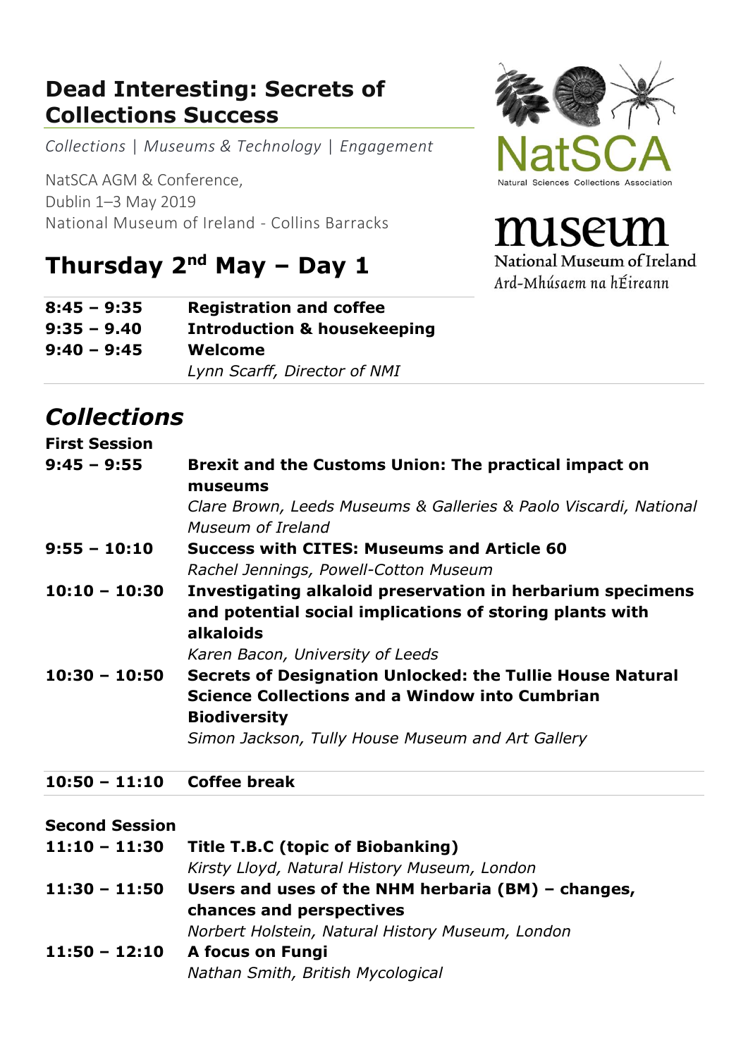# Dead Interesting: Secrets of Collections Success

*Collections | Museums & Technology | Engagement*

NatSCA AGM & Conference,
Dublin 1–3 May 2019
National Museum of Ireland - Collins Barracks

NatSCA
Natural Sciences Collections Association

museum
National Museum of Ireland
Ard-Mhúsaem na hÉireann

## Thursday 2nd May – Day 1

| | |
|---|---|
| **8:45 – 9:35** | **Registration and coffee** |
| **9:35 – 9.40** | **Introduction & housekeeping** |
| **9:40 – 9:45** | **Welcome**<br>*Lynn Scarff, Director of NMI* |

## *Collections*

**First Session**

| | |
|---|---|
| **9:45 – 9:55** | **Brexit and the Customs Union: The practical impact on museums**<br>*Clare Brown, Leeds Museums & Galleries & Paolo Viscardi, National Museum of Ireland* |
| **9:55 – 10:10** | **Success with CITES: Museums and Article 60**<br>*Rachel Jennings, Powell-Cotton Museum* |
| **10:10 – 10:30** | **Investigating alkaloid preservation in herbarium specimens and potential social implications of storing plants with alkaloids**<br>*Karen Bacon, University of Leeds* |
| **10:30 – 10:50** | **Secrets of Designation Unlocked: the Tullie House Natural Science Collections and a Window into Cumbrian Biodiversity**<br>*Simon Jackson, Tully House Museum and Art Gallery* |

| | |
|---|---|
| **10:50 – 11:10** | **Coffee break** |

**Second Session**

| | |
|---|---|
| **11:10 – 11:30** | **Title T.B.C (topic of Biobanking)**<br>*Kirsty Lloyd, Natural History Museum, London* |
| **11:30 – 11:50** | **Users and uses of the NHM herbaria (BM) – changes, chances and perspectives**<br>*Norbert Holstein, Natural History Museum, London* |
| **11:50 – 12:10** | **A focus on Fungi**<br>*Nathan Smith, British Mycological* |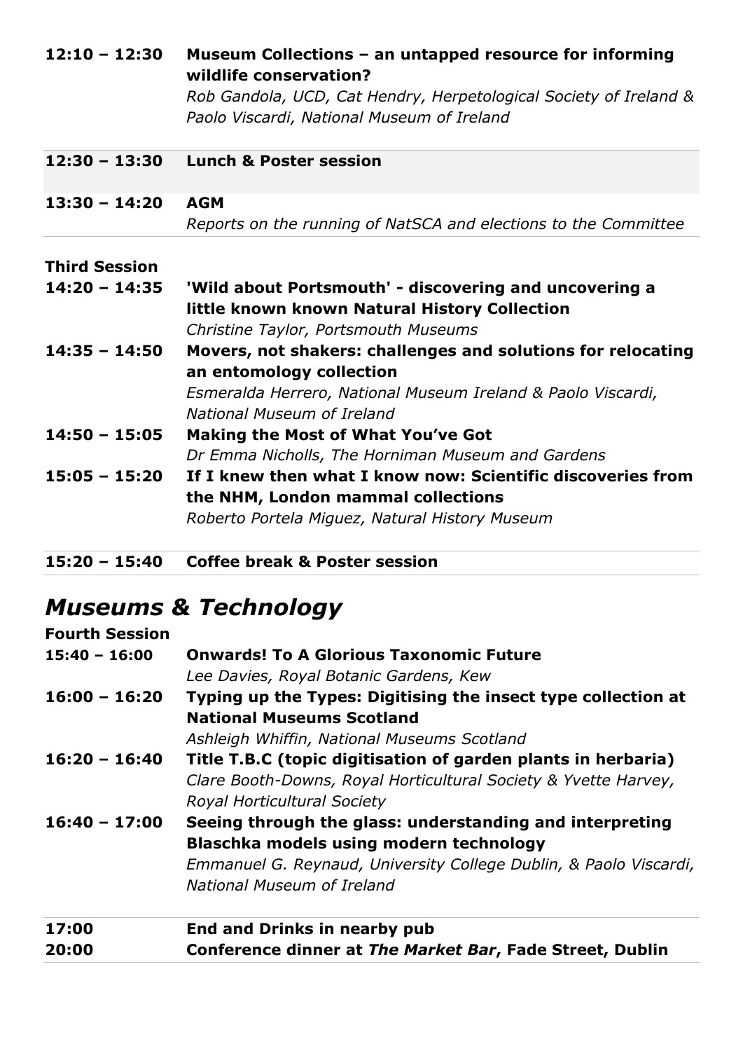**12:10 – 12:30** **Museum Collections – an untapped resource for informing wildlife conservation?**
*Rob Gandola, UCD, Cat Hendry, Herpetological Society of Ireland & Paolo Viscardi, National Museum of Ireland*

**12:30 – 13:30** **Lunch & Poster session**

**13:30 – 14:20** **AGM**
*Reports on the running of NatSCA and elections to the Committee*

**Third Session**

**14:20 – 14:35** **'Wild about Portsmouth' - discovering and uncovering a little known known Natural History Collection**
*Christine Taylor, Portsmouth Museums*

**14:35 – 14:50** **Movers, not shakers: challenges and solutions for relocating an entomology collection**
*Esmeralda Herrero, National Museum Ireland & Paolo Viscardi, National Museum of Ireland*

**14:50 – 15:05** **Making the Most of What You've Got**
*Dr Emma Nicholls, The Horniman Museum and Gardens*

**15:05 – 15:20** **If I knew then what I know now: Scientific discoveries from the NHM, London mammal collections**
*Roberto Portela Miguez, Natural History Museum*

**15:20 – 15:40** **Coffee break & Poster session**

## *Museums & Technology*

**Fourth Session**

**15:40 – 16:00** **Onwards! To A Glorious Taxonomic Future**
*Lee Davies, Royal Botanic Gardens, Kew*

**16:00 – 16:20** **Typing up the Types: Digitising the insect type collection at National Museums Scotland**
*Ashleigh Whiffin, National Museums Scotland*

**16:20 – 16:40** **Title T.B.C (topic digitisation of garden plants in herbaria)**
*Clare Booth-Downs, Royal Horticultural Society & Yvette Harvey, Royal Horticultural Society*

**16:40 – 17:00** **Seeing through the glass: understanding and interpreting Blaschka models using modern technology**
*Emmanuel G. Reynaud, University College Dublin, & Paolo Viscardi, National Museum of Ireland*

**17:00** **End and Drinks in nearby pub**

**20:00** **Conference dinner at *The Market Bar*, Fade Street, Dublin**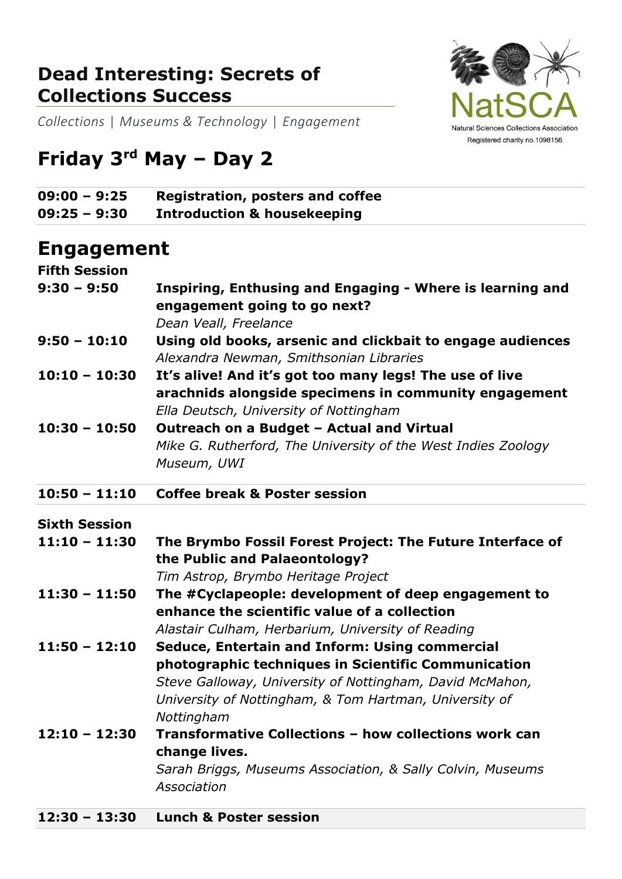# Dead Interesting: Secrets of Collections Success

*Collections | Museums & Technology | Engagement*

NatSCA

Natural Sciences Collections Association

Registered charity no.1098156

# Friday 3rd May – Day 2

| | |
|---|---|
| **09:00 – 9:25** | **Registration, posters and coffee** |
| **09:25 – 9:30** | **Introduction & housekeeping** |

## Engagement

### Fifth Session

| | |
|---|---|
| **9:30 – 9:50** | **Inspiring, Enthusing and Engaging - Where is learning and engagement going to go next?**<br>*Dean Veall, Freelance* |
| **9:50 – 10:10** | **Using old books, arsenic and clickbait to engage audiences**<br>*Alexandra Newman, Smithsonian Libraries* |
| **10:10 – 10:30** | **It's alive! And it's got too many legs! The use of live arachnids alongside specimens in community engagement**<br>*Ella Deutsch, University of Nottingham* |
| **10:30 – 10:50** | **Outreach on a Budget – Actual and Virtual**<br>*Mike G. Rutherford, The University of the West Indies Zoology Museum, UWI* |
| **10:50 – 11:10** | **Coffee break & Poster session** |

### Sixth Session

| | |
|---|---|
| **11:10 – 11:30** | **The Brymbo Fossil Forest Project: The Future Interface of the Public and Palaeontology?**<br>*Tim Astrop, Brymbo Heritage Project* |
| **11:30 – 11:50** | **The #Cyclapeople: development of deep engagement to enhance the scientific value of a collection**<br>*Alastair Culham, Herbarium, University of Reading* |
| **11:50 – 12:10** | **Seduce, Entertain and Inform: Using commercial photographic techniques in Scientific Communication**<br>*Steve Galloway, University of Nottingham, David McMahon, University of Nottingham, & Tom Hartman, University of Nottingham* |
| **12:10 – 12:30** | **Transformative Collections – how collections work can change lives.**<br>*Sarah Briggs, Museums Association, & Sally Colvin, Museums Association* |
| **12:30 – 13:30** | **Lunch & Poster session** |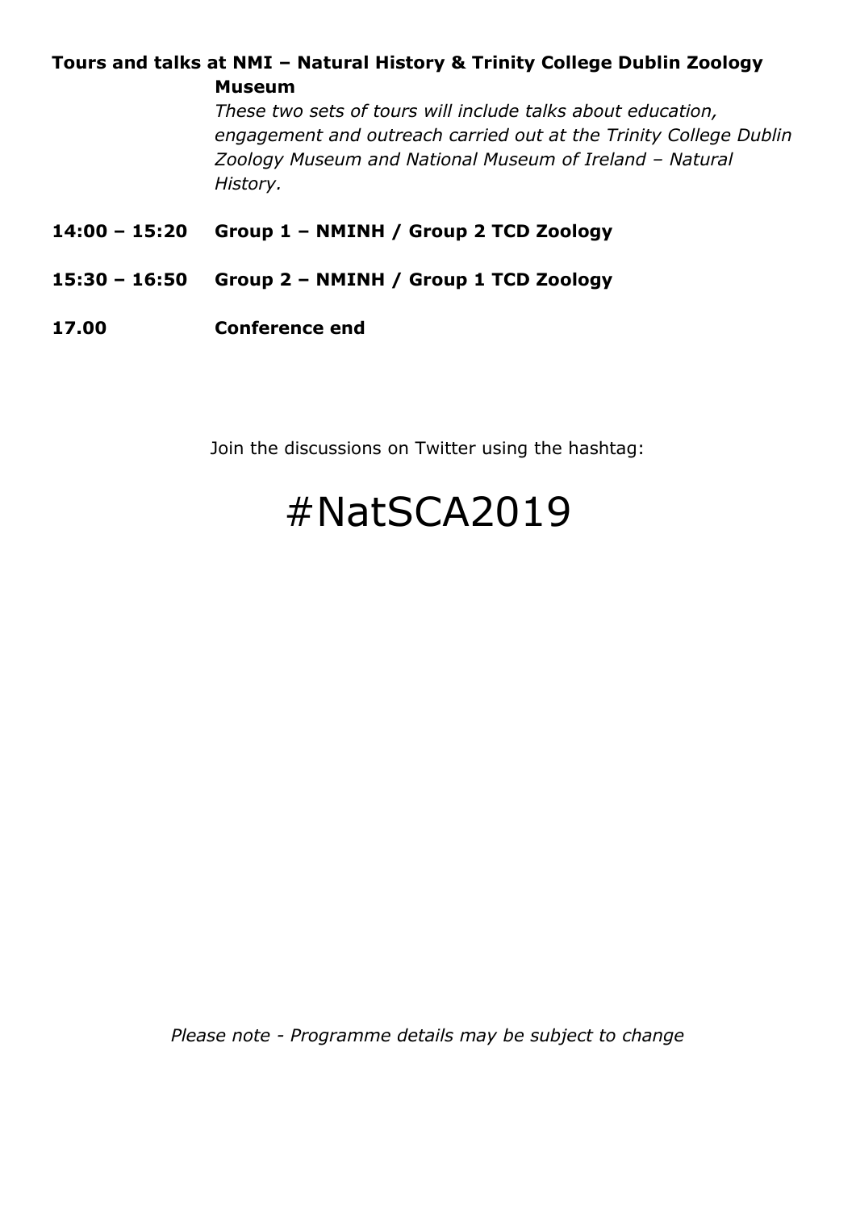**Tours and talks at NMI – Natural History & Trinity College Dublin Zoology Museum**

*These two sets of tours will include talks about education, engagement and outreach carried out at the Trinity College Dublin Zoology Museum and National Museum of Ireland – Natural History.*

**14:00 – 15:20** **Group 1 – NMINH / Group 2 TCD Zoology**

**15:30 – 16:50** **Group 2 – NMINH / Group 1 TCD Zoology**

**17.00** **Conference end**

Join the discussions on Twitter using the hashtag:

# #NatSCA2019

*Please note - Programme details may be subject to change*